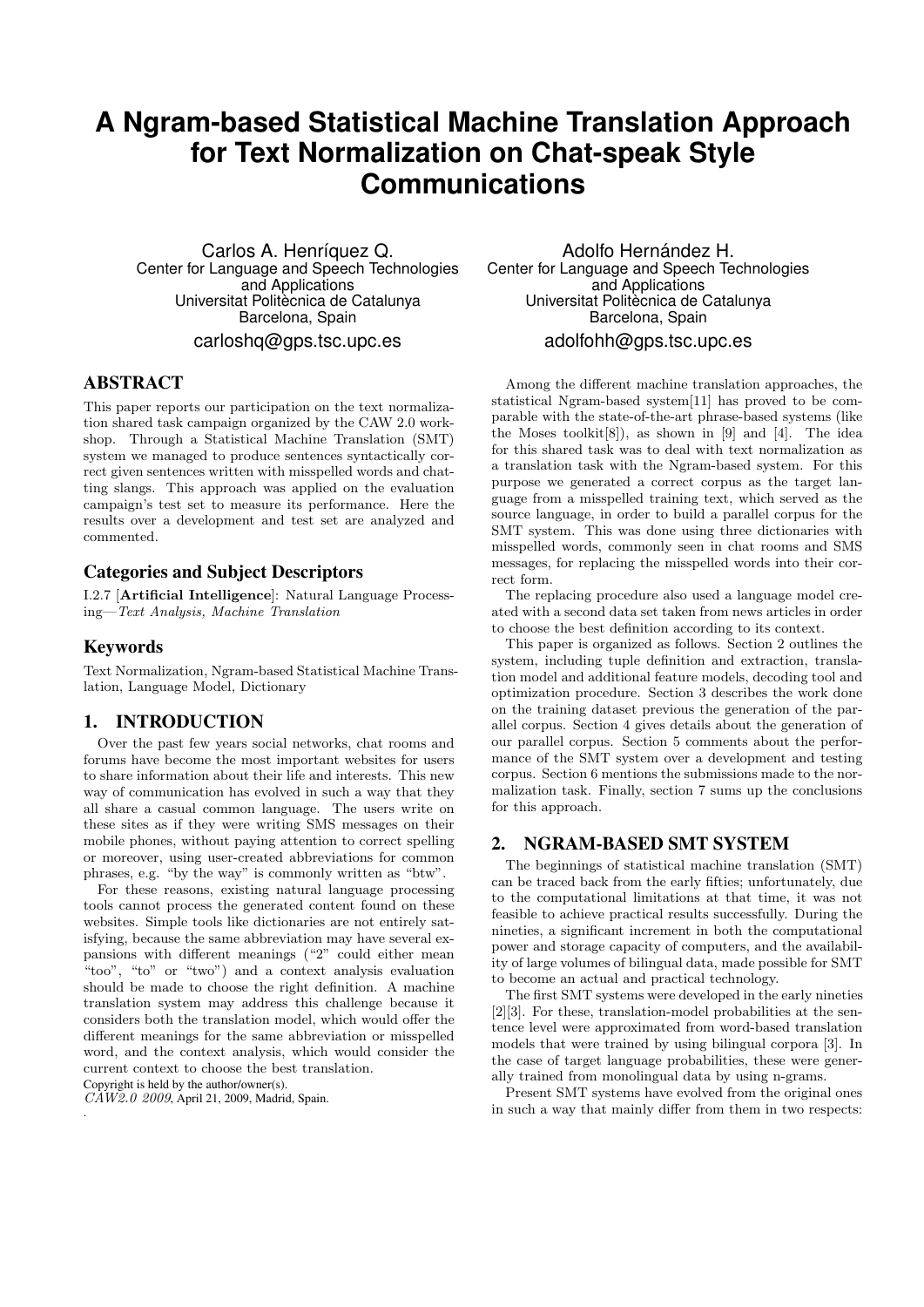# A Ngram-based Statistical Machine Translation Approach for Text Normalization on Chat-speak Style Communications

Carlos A. Henríquez Q.
Center for Language and Speech Technologies and Applications
Universitat Politècnica de Catalunya
Barcelona, Spain
carloshq@gps.tsc.upc.es

Adolfo Hernández H.
Center for Language and Speech Technologies and Applications
Universitat Politècnica de Catalunya
Barcelona, Spain
adolfohh@gps.tsc.upc.es

## ABSTRACT

This paper reports our participation on the text normalization shared task campaign organized by the CAW 2.0 workshop. Through a Statistical Machine Translation (SMT) system we managed to produce sentences syntactically correct given sentences written with misspelled words and chatting slangs. This approach was applied on the evaluation campaign's test set to measure its performance. Here the results over a development and test set are analyzed and commented.

## Categories and Subject Descriptors

I.2.7 [**Artificial Intelligence**]: Natural Language Processing—*Text Analysis, Machine Translation*

## Keywords

Text Normalization, Ngram-based Statistical Machine Translation, Language Model, Dictionary

## 1. INTRODUCTION

Over the past few years social networks, chat rooms and forums have become the most important websites for users to share information about their life and interests. This new way of communication has evolved in such a way that they all share a casual common language. The users write on these sites as if they were writing SMS messages on their mobile phones, without paying attention to correct spelling or moreover, using user-created abbreviations for common phrases, e.g. "by the way" is commonly written as "btw".

For these reasons, existing natural language processing tools cannot process the generated content found on these websites. Simple tools like dictionaries are not entirely satisfying, because the same abbreviation may have several expansions with different meanings ("2" could either mean "too", "to" or "two") and a context analysis evaluation should be made to choose the right definition. A machine translation system may address this challenge because it considers both the translation model, which would offer the different meanings for the same abbreviation or misspelled word, and the context analysis, which would consider the current context to choose the best translation.

Copyright is held by the author/owner(s).
*CAW2.0 2009*, April 21, 2009, Madrid, Spain.

Among the different machine translation approaches, the statistical Ngram-based system[11] has proved to be comparable with the state-of-the-art phrase-based systems (like the Moses toolkit[8]), as shown in [9] and [4]. The idea for this shared task was to deal with text normalization as a translation task with the Ngram-based system. For this purpose we generated a correct corpus as the target language from a misspelled training text, which served as the source language, in order to build a parallel corpus for the SMT system. This was done using three dictionaries with misspelled words, commonly seen in chat rooms and SMS messages, for replacing the misspelled words into their correct form.

The replacing procedure also used a language model created with a second data set taken from news articles in order to choose the best definition according to its context.

This paper is organized as follows. Section 2 outlines the system, including tuple definition and extraction, translation model and additional feature models, decoding tool and optimization procedure. Section 3 describes the work done on the training dataset previous the generation of the parallel corpus. Section 4 gives details about the generation of our parallel corpus. Section 5 comments about the performance of the SMT system over a development and testing corpus. Section 6 mentions the submissions made to the normalization task. Finally, section 7 sums up the conclusions for this approach.

## 2. NGRAM-BASED SMT SYSTEM

The beginnings of statistical machine translation (SMT) can be traced back from the early fifties; unfortunately, due to the computational limitations at that time, it was not feasible to achieve practical results successfully. During the nineties, a significant increment in both the computational power and storage capacity of computers, and the availability of large volumes of bilingual data, made possible for SMT to become an actual and practical technology.

The first SMT systems were developed in the early nineties [2][3]. For these, translation-model probabilities at the sentence level were approximated from word-based translation models that were trained by using bilingual corpora [3]. In the case of target language probabilities, these were generally trained from monolingual data by using n-grams.

Present SMT systems have evolved from the original ones in such a way that mainly differ from them in two respects: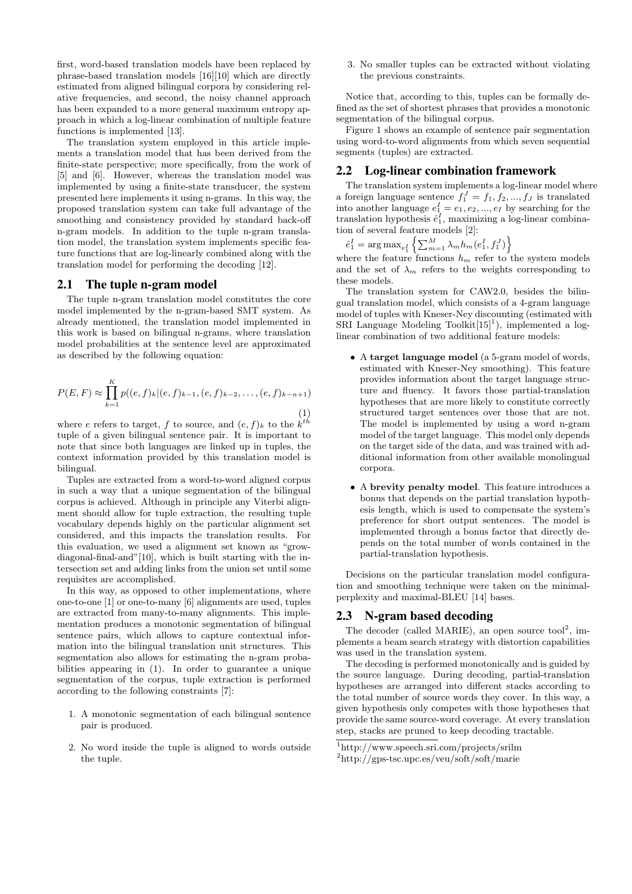first, word-based translation models have been replaced by phrase-based translation models [16][10] which are directly estimated from aligned bilingual corpora by considering relative frequencies, and second, the noisy channel approach has been expanded to a more general maximum entropy approach in which a log-linear combination of multiple feature functions is implemented [13].

The translation system employed in this article implements a translation model that has been derived from the finite-state perspective; more specifically, from the work of [5] and [6]. However, whereas the translation model was implemented by using a finite-state transducer, the system presented here implements it using n-grams. In this way, the proposed translation system can take full advantage of the smoothing and consistency provided by standard back-off n-gram models. In addition to the tuple n-gram translation model, the translation system implements specific feature functions that are log-linearly combined along with the translation model for performing the decoding [12].

## 2.1 The tuple n-gram model

The tuple n-gram translation model constitutes the core model implemented by the n-gram-based SMT system. As already mentioned, the translation model implemented in this work is based on bilingual n-grams, where translation model probabilities at the sentence level are approximated as described by the following equation:

$$P(E, F) \approx \prod_{k=1}^{K} p((e, f)_k | (e, f)_{k-1}, (e, f)_{k-2}, \ldots, (e, f)_{k-n+1}) \tag{1}$$

where $e$ refers to target, $f$ to source, and $(e, f)_k$ to the $k^{th}$ tuple of a given bilingual sentence pair. It is important to note that since both languages are linked up in tuples, the context information provided by this translation model is bilingual.

Tuples are extracted from a word-to-word aligned corpus in such a way that a unique segmentation of the bilingual corpus is achieved. Although in principle any Viterbi alignment should allow for tuple extraction, the resulting tuple vocabulary depends highly on the particular alignment set considered, and this impacts the translation results. For this evaluation, we used a alignment set known as "grow-diagonal-final-and"[10], which is built starting with the intersection set and adding links from the union set until some requisites are accomplished.

In this way, as opposed to other implementations, where one-to-one [1] or one-to-many [6] alignments are used, tuples are extracted from many-to-many alignments. This implementation produces a monotonic segmentation of bilingual sentence pairs, which allows to capture contextual information into the bilingual translation unit structures. This segmentation also allows for estimating the n-gram probabilities appearing in (1). In order to guarantee a unique segmentation of the corpus, tuple extraction is performed according to the following constraints [7]:

1. A monotonic segmentation of each bilingual sentence pair is produced.
2. No word inside the tuple is aligned to words outside the tuple.
3. No smaller tuples can be extracted without violating the previous constraints.

Notice that, according to this, tuples can be formally defined as the set of shortest phrases that provides a monotonic segmentation of the bilingual corpus.

Figure 1 shows an example of sentence pair segmentation using word-to-word alignments from which seven sequential segments (tuples) are extracted.

## 2.2 Log-linear combination framework

The translation system implements a log-linear model where a foreign language sentence $f_1^J = f_1, f_2, ..., f_J$ is translated into another language $e_1^I = e_1, e_2, ..., e_I$ by searching for the translation hypothesis $\hat{e}_1^I$, maximizing a log-linear combination of several feature models [2]:

$\hat{e}_1^I = \arg\max_{e_1^I} \left\{ \sum_{m=1}^{M} \lambda_m h_m(e_1^I, f_1^J) \right\}$

where the feature functions $h_m$ refer to the system models and the set of $\lambda_m$ refers to the weights corresponding to these models.

The translation system for CAW2.0, besides the bilingual translation model, which consists of a 4-gram language model of tuples with Kneser-Ney discounting (estimated with SRI Language Modeling Toolkit[15][1]), implemented a log-linear combination of two additional feature models:

- A **target language model** (a 5-gram model of words, estimated with Kneser-Ney smoothing). This feature provides information about the target language structure and fluency. It favors those partial-translation hypotheses that are more likely to constitute correctly structured target sentences over those that are not. The model is implemented by using a word n-gram model of the target language. This model only depends on the target side of the data, and was trained with additional information from other available monolingual corpora.
- A **brevity penalty model**. This feature introduces a bonus that depends on the partial translation hypothesis length, which is used to compensate the system's preference for short output sentences. The model is implemented through a bonus factor that directly depends on the total number of words contained in the partial-translation hypothesis.

Decisions on the particular translation model configuration and smoothing technique were taken on the minimal-perplexity and maximal-BLEU [14] bases.

## 2.3 N-gram based decoding

The decoder (called MARIE), an open source tool[2], implements a beam search strategy with distortion capabilities was used in the translation system.

The decoding is performed monotonically and is guided by the source language. During decoding, partial-translation hypotheses are arranged into different stacks according to the total number of source words they cover. In this way, a given hypothesis only competes with those hypotheses that provide the same source-word coverage. At every translation step, stacks are pruned to keep decoding tractable.

[1]http://www.speech.sri.com/projects/srilm

[2]http://gps-tsc.upc.es/veu/soft/soft/marie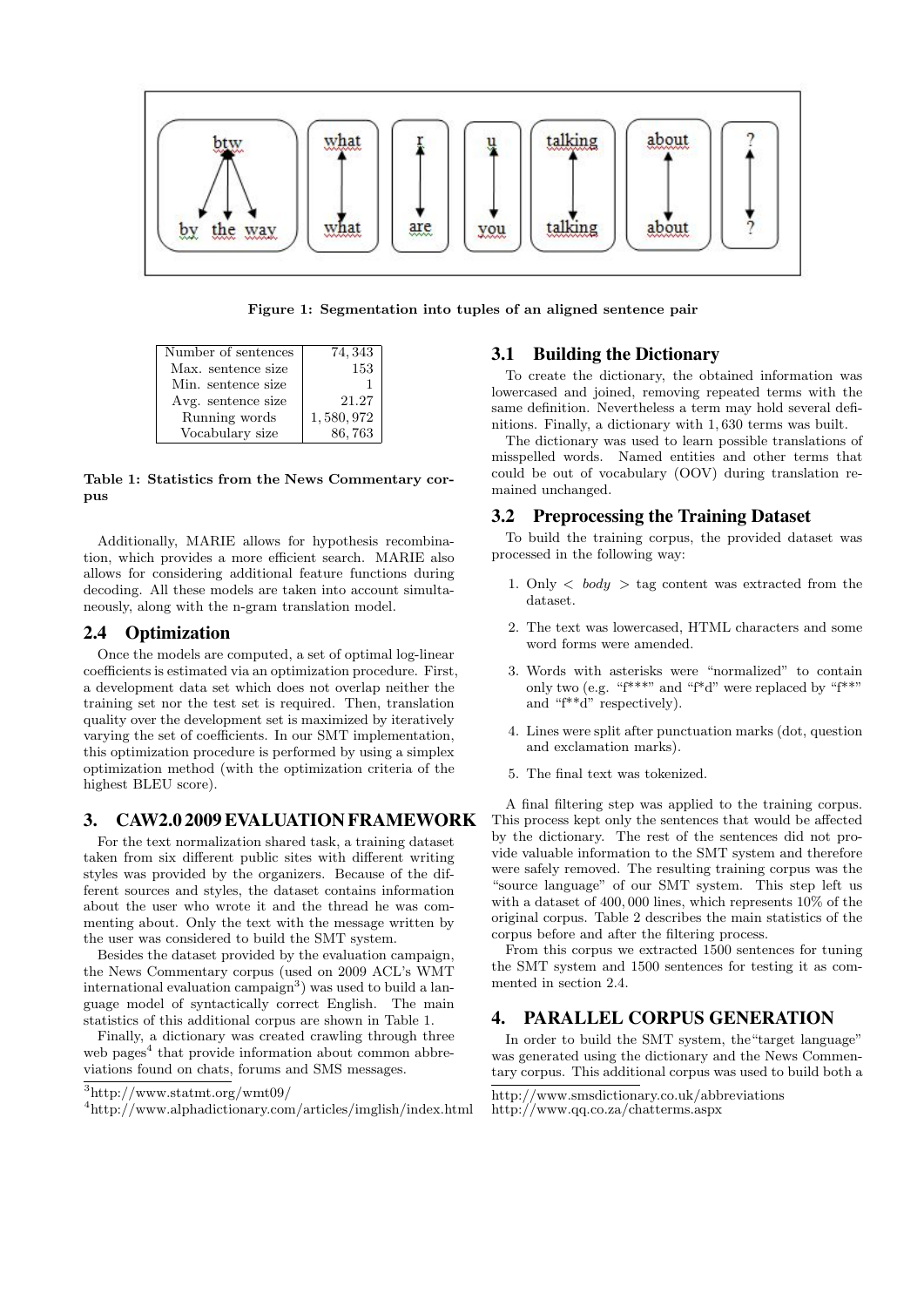Figure 1: Segmentation into tuples of an aligned sentence pair

| Number of sentences | 74,343 |
|---|---|
| Max. sentence size | 153 |
| Min. sentence size | 1 |
| Avg. sentence size | 21.27 |
| Running words | 1,580,972 |
| Vocabulary size | 86,763 |

Table 1: Statistics from the News Commentary corpus

Additionally, MARIE allows for hypothesis recombination, which provides a more efficient search. MARIE also allows for considering additional feature functions during decoding. All these models are taken into account simultaneously, along with the n-gram translation model.

## 2.4 Optimization

Once the models are computed, a set of optimal log-linear coefficients is estimated via an optimization procedure. First, a development data set which does not overlap neither the training set nor the test set is required. Then, translation quality over the development set is maximized by iteratively varying the set of coefficients. In our SMT implementation, this optimization procedure is performed by using a simplex optimization method (with the optimization criteria of the highest BLEU score).

# 3. CAW2.0 2009 EVALUATION FRAMEWORK

For the text normalization shared task, a training dataset taken from six different public sites with different writing styles was provided by the organizers. Because of the different sources and styles, the dataset contains information about the user who wrote it and the thread he was commenting about. Only the text with the message written by the user was considered to build the SMT system.

Besides the dataset provided by the evaluation campaign, the News Commentary corpus (used on 2009 ACL's WMT international evaluation campaign[3]) was used to build a language model of syntactically correct English. The main statistics of this additional corpus are shown in Table 1.

Finally, a dictionary was created crawling through three web pages[4] that provide information about common abbreviations found on chats, forums and SMS messages.

[3]http://www.statmt.org/wmt09/

[4]http://www.alphadictionary.com/articles/imglish/index.html http://www.smsdictionary.co.uk/abbreviations http://www.qq.co.za/chatterms.aspx

## 3.1 Building the Dictionary

To create the dictionary, the obtained information was lowercased and joined, removing repeated terms with the same definition. Nevertheless a term may hold several definitions. Finally, a dictionary with 1,630 terms was built.

The dictionary was used to learn possible translations of misspelled words. Named entities and other terms that could be out of vocabulary (OOV) during translation remained unchanged.

## 3.2 Preprocessing the Training Dataset

To build the training corpus, the provided dataset was processed in the following way:

1. Only < *body* > tag content was extracted from the dataset.
2. The text was lowercased, HTML characters and some word forms were amended.
3. Words with asterisks were "normalized" to contain only two (e.g. "f***" and "f*d" were replaced by "f**" and "f**d" respectively).
4. Lines were split after punctuation marks (dot, question and exclamation marks).
5. The final text was tokenized.

A final filtering step was applied to the training corpus. This process kept only the sentences that would be affected by the dictionary. The rest of the sentences did not provide valuable information to the SMT system and therefore were safely removed. The resulting training corpus was the "source language" of our SMT system. This step left us with a dataset of 400,000 lines, which represents 10% of the original corpus. Table 2 describes the main statistics of the corpus before and after the filtering process.

From this corpus we extracted 1500 sentences for tuning the SMT system and 1500 sentences for testing it as commented in section 2.4.

# 4. PARALLEL CORPUS GENERATION

In order to build the SMT system, the "target language" was generated using the dictionary and the News Commentary corpus. This additional corpus was used to build both a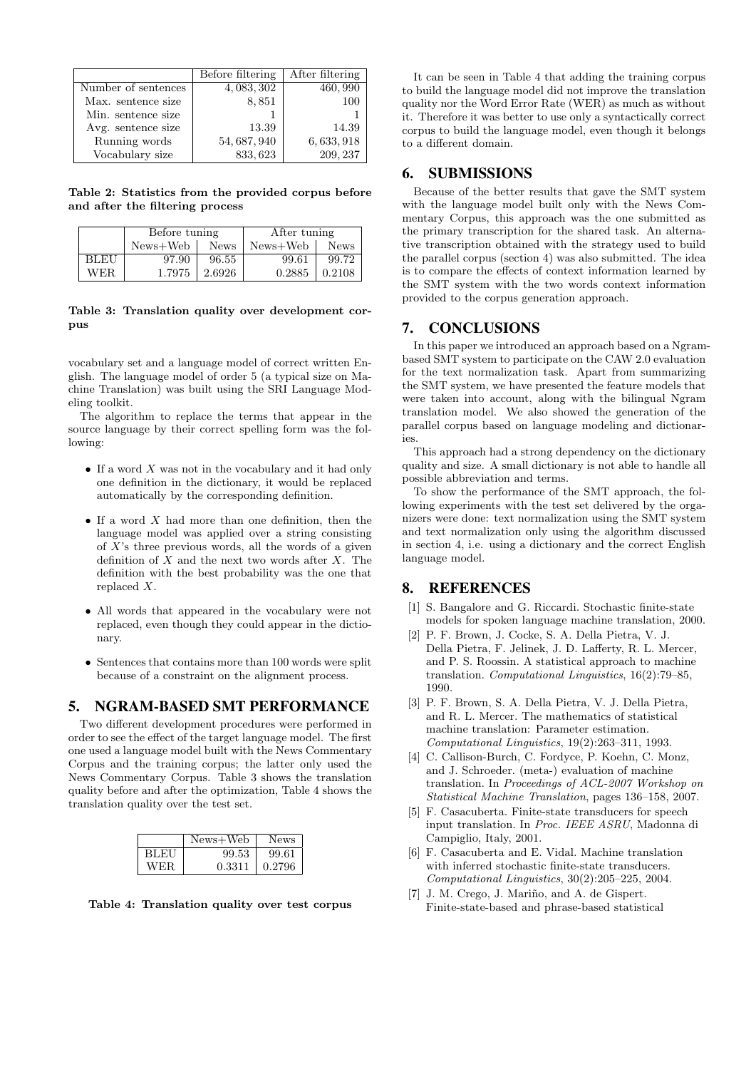| | Before filtering | After filtering |
|---|---|---|
| Number of sentences | 4,083,302 | 460,990 |
| Max. sentence size | 8,851 | 100 |
| Min. sentence size | 1 | 1 |
| Avg. sentence size | 13.39 | 14.39 |
| Running words | 54,687,940 | 6,633,918 |
| Vocabulary size | 833,623 | 209,237 |

**Table 2: Statistics from the provided corpus before and after the filtering process**

| | Before tuning | | After tuning | |
|---|---|---|---|---|
| | News+Web | News | News+Web | News |
| BLEU | 97.90 | 96.55 | 99.61 | 99.72 |
| WER | 1.7975 | 2.6926 | 0.2885 | 0.2108 |

**Table 3: Translation quality over development corpus**

vocabulary set and a language model of correct written English. The language model of order 5 (a typical size on Machine Translation) was built using the SRI Language Modeling toolkit.

The algorithm to replace the terms that appear in the source language by their correct spelling form was the following:

- If a word $X$ was not in the vocabulary and it had only one definition in the dictionary, it would be replaced automatically by the corresponding definition.
- If a word $X$ had more than one definition, then the language model was applied over a string consisting of $X$'s three previous words, all the words of a given definition of $X$ and the next two words after $X$. The definition with the best probability was the one that replaced $X$.
- All words that appeared in the vocabulary were not replaced, even though they could appear in the dictionary.
- Sentences that contains more than 100 words were split because of a constraint on the alignment process.

## 5. NGRAM-BASED SMT PERFORMANCE

Two different development procedures were performed in order to see the effect of the target language model. The first one used a language model built with the News Commentary Corpus and the training corpus; the latter only used the News Commentary Corpus. Table 3 shows the translation quality before and after the optimization, Table 4 shows the translation quality over the test set.

| | News+Web | News |
|---|---|---|
| BLEU | 99.53 | 99.61 |
| WER | 0.3311 | 0.2796 |

**Table 4: Translation quality over test corpus**

It can be seen in Table 4 that adding the training corpus to build the language model did not improve the translation quality nor the Word Error Rate (WER) as much as without it. Therefore it was better to use only a syntactically correct corpus to build the language model, even though it belongs to a different domain.

## 6. SUBMISSIONS

Because of the better results that gave the SMT system with the language model built only with the News Commentary Corpus, this approach was the one submitted as the primary transcription for the shared task. An alternative transcription obtained with the strategy used to build the parallel corpus (section 4) was also submitted. The idea is to compare the effects of context information learned by the SMT system with the two words context information provided to the corpus generation approach.

## 7. CONCLUSIONS

In this paper we introduced an approach based on a Ngram-based SMT system to participate on the CAW 2.0 evaluation for the text normalization task. Apart from summarizing the SMT system, we have presented the feature models that were taken into account, along with the bilingual Ngram translation model. We also showed the generation of the parallel corpus based on language modeling and dictionaries.

This approach had a strong dependency on the dictionary quality and size. A small dictionary is not able to handle all possible abbreviation and terms.

To show the performance of the SMT approach, the following experiments with the test set delivered by the organizers were done: text normalization using the SMT system and text normalization only using the algorithm discussed in section 4, i.e. using a dictionary and the correct English language model.

## 8. REFERENCES

[1] S. Bangalore and G. Riccardi. Stochastic finite-state models for spoken language machine translation, 2000.

[2] P. F. Brown, J. Cocke, S. A. Della Pietra, V. J. Della Pietra, F. Jelinek, J. D. Lafferty, R. L. Mercer, and P. S. Roossin. A statistical approach to machine translation. *Computational Linguistics*, 16(2):79–85, 1990.

[3] P. F. Brown, S. A. Della Pietra, V. J. Della Pietra, and R. L. Mercer. The mathematics of statistical machine translation: Parameter estimation. *Computational Linguistics*, 19(2):263–311, 1993.

[4] C. Callison-Burch, C. Fordyce, P. Koehn, C. Monz, and J. Schroeder. (meta-) evaluation of machine translation. In *Proceedings of ACL-2007 Workshop on Statistical Machine Translation*, pages 136–158, 2007.

[5] F. Casacuberta. Finite-state transducers for speech input translation. In *Proc. IEEE ASRU*, Madonna di Campiglio, Italy, 2001.

[6] F. Casacuberta and E. Vidal. Machine translation with inferred stochastic finite-state transducers. *Computational Linguistics*, 30(2):205–225, 2004.

[7] J. M. Crego, J. Mariño, and A. de Gispert. Finite-state-based and phrase-based statistical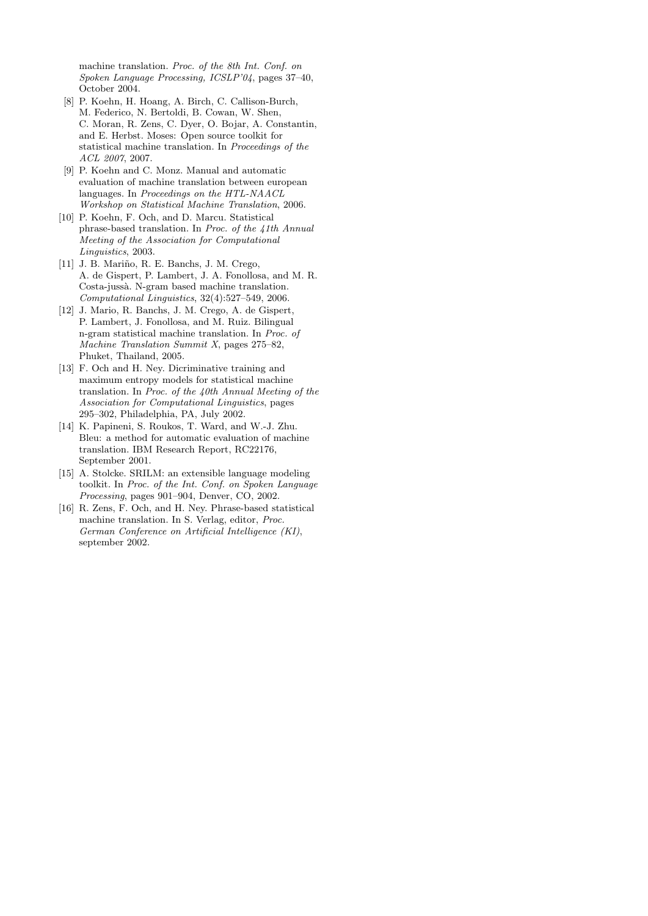machine translation. *Proc. of the 8th Int. Conf. on Spoken Language Processing, ICSLP'04*, pages 37–40, October 2004.

[8] P. Koehn, H. Hoang, A. Birch, C. Callison-Burch, M. Federico, N. Bertoldi, B. Cowan, W. Shen, C. Moran, R. Zens, C. Dyer, O. Bojar, A. Constantin, and E. Herbst. Moses: Open source toolkit for statistical machine translation. In *Proceedings of the ACL 2007*, 2007.

[9] P. Koehn and C. Monz. Manual and automatic evaluation of machine translation between european languages. In *Proceedings on the HTL-NAACL Workshop on Statistical Machine Translation*, 2006.

[10] P. Koehn, F. Och, and D. Marcu. Statistical phrase-based translation. In *Proc. of the 41th Annual Meeting of the Association for Computational Linguistics*, 2003.

[11] J. B. Mariño, R. E. Banchs, J. M. Crego, A. de Gispert, P. Lambert, J. A. Fonollosa, and M. R. Costa-jussà. N-gram based machine translation. *Computational Linguistics*, 32(4):527–549, 2006.

[12] J. Mario, R. Banchs, J. M. Crego, A. de Gispert, P. Lambert, J. Fonollosa, and M. Ruiz. Bilingual n-gram statistical machine translation. In *Proc. of Machine Translation Summit X*, pages 275–82, Phuket, Thailand, 2005.

[13] F. Och and H. Ney. Dicriminative training and maximum entropy models for statistical machine translation. In *Proc. of the 40th Annual Meeting of the Association for Computational Linguistics*, pages 295–302, Philadelphia, PA, July 2002.

[14] K. Papineni, S. Roukos, T. Ward, and W.-J. Zhu. Bleu: a method for automatic evaluation of machine translation. IBM Research Report, RC22176, September 2001.

[15] A. Stolcke. SRILM: an extensible language modeling toolkit. In *Proc. of the Int. Conf. on Spoken Language Processing*, pages 901–904, Denver, CO, 2002.

[16] R. Zens, F. Och, and H. Ney. Phrase-based statistical machine translation. In S. Verlag, editor, *Proc. German Conference on Artificial Intelligence (KI)*, september 2002.